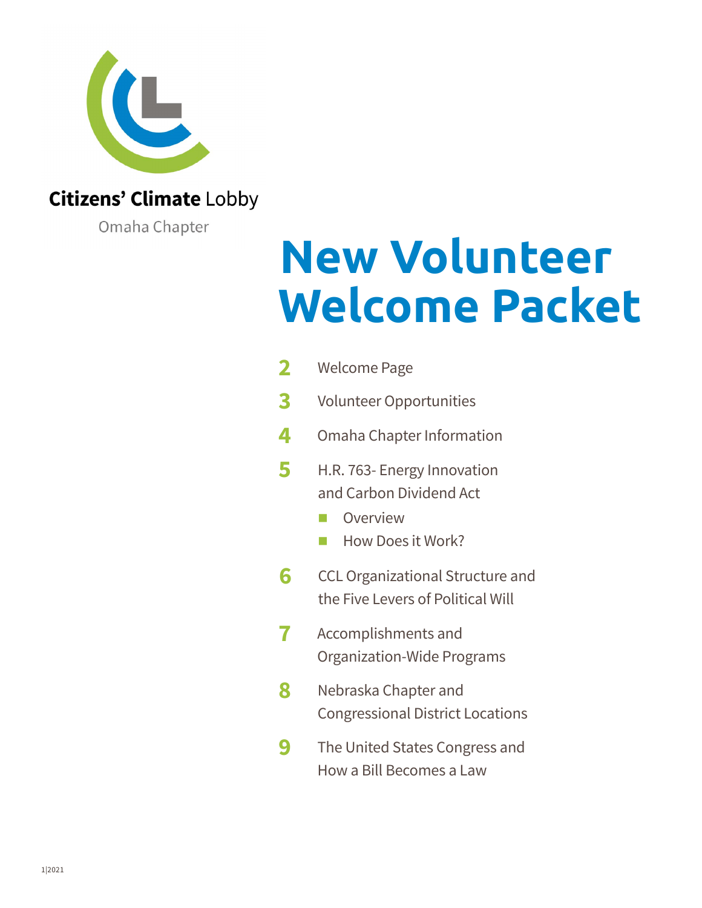Citizens' Climate Lobby

Omaha Chapter

# New Volunteer Welcome Packet

- **2** Welcome Page
- **3** Volunteer Opportunities
- **4** Omaha Chapter Information
- **5** H.R. 763- Energy Innovation and Carbon Dividend Act
  - Overview
  - How Does it Work?
- **6** CCL Organizational Structure and the Five Levers of Political Will
- **7** Accomplishments and Organization-Wide Programs
- **8** Nebraska Chapter and Congressional District Locations
- **9** The United States Congress and How a Bill Becomes a Law

1|2021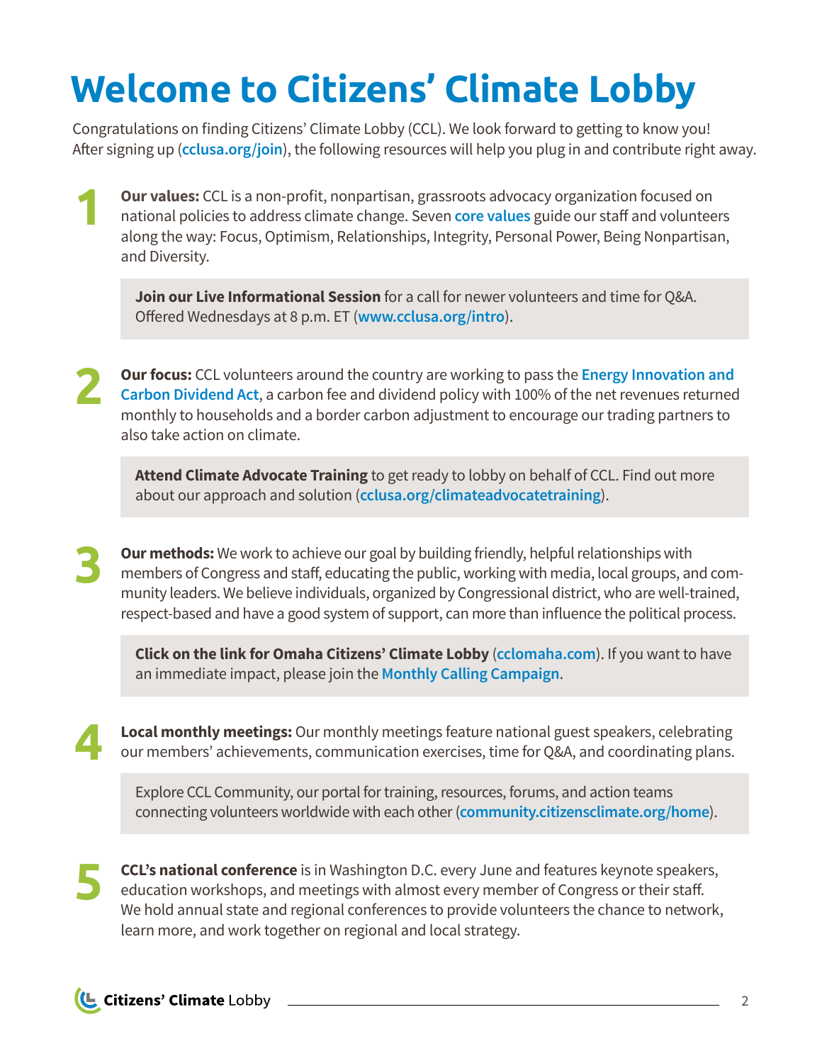# Welcome to Citizens' Climate Lobby

Congratulations on finding Citizens' Climate Lobby (CCL). We look forward to getting to know you! After signing up (**cclusa.org/join**), the following resources will help you plug in and contribute right away.

**1**

**Our values:** CCL is a non-profit, nonpartisan, grassroots advocacy organization focused on national policies to address climate change. Seven **core values** guide our staff and volunteers along the way: Focus, Optimism, Relationships, Integrity, Personal Power, Being Nonpartisan, and Diversity.

> **Join our Live Informational Session** for a call for newer volunteers and time for Q&A. Offered Wednesdays at 8 p.m. ET (**www.cclusa.org/intro**).

**2**

**Our focus:** CCL volunteers around the country are working to pass the **Energy Innovation and Carbon Dividend Act**, a carbon fee and dividend policy with 100% of the net revenues returned monthly to households and a border carbon adjustment to encourage our trading partners to also take action on climate.

> **Attend Climate Advocate Training** to get ready to lobby on behalf of CCL. Find out more about our approach and solution (**cclusa.org/climateadvocatetraining**).

**3**

**Our methods:** We work to achieve our goal by building friendly, helpful relationships with members of Congress and staff, educating the public, working with media, local groups, and community leaders. We believe individuals, organized by Congressional district, who are well-trained, respect-based and have a good system of support, can more than influence the political process.

> **Click on the link for Omaha Citizens' Climate Lobby** (**cclomaha.com**). If you want to have an immediate impact, please join the **Monthly Calling Campaign**.

**4**

**Local monthly meetings:** Our monthly meetings feature national guest speakers, celebrating our members' achievements, communication exercises, time for Q&A, and coordinating plans.

> Explore CCL Community, our portal for training, resources, forums, and action teams connecting volunteers worldwide with each other (**community.citizensclimate.org/home**).

**5**

**CCL's national conference** is in Washington D.C. every June and features keynote speakers, education workshops, and meetings with almost every member of Congress or their staff. We hold annual state and regional conferences to provide volunteers the chance to network, learn more, and work together on regional and local strategy.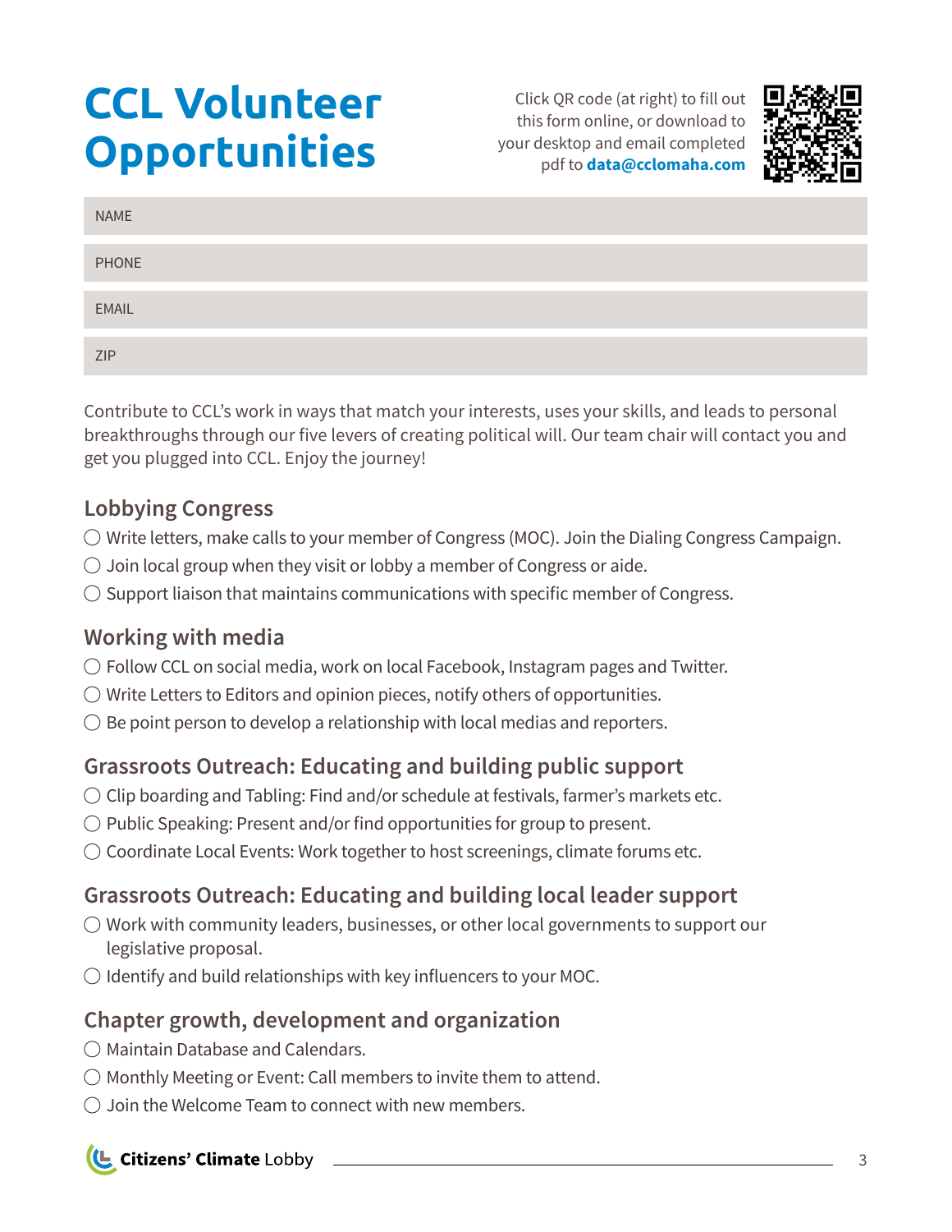# CCL Volunteer Opportunities

Click QR code (at right) to fill out this form online, or download to your desktop and email completed pdf to **data@cclomaha.com**

| NAME |
|---|
| PHONE |
| EMAIL |
| ZIP |

Contribute to CCL's work in ways that match your interests, uses your skills, and leads to personal breakthroughs through our five levers of creating political will. Our team chair will contact you and get you plugged into CCL. Enjoy the journey!

## Lobbying Congress

- ◯ Write letters, make calls to your member of Congress (MOC). Join the Dialing Congress Campaign.
- ◯ Join local group when they visit or lobby a member of Congress or aide.
- ◯ Support liaison that maintains communications with specific member of Congress.

## Working with media

- ◯ Follow CCL on social media, work on local Facebook, Instagram pages and Twitter.
- ◯ Write Letters to Editors and opinion pieces, notify others of opportunities.
- ◯ Be point person to develop a relationship with local medias and reporters.

## Grassroots Outreach: Educating and building public support

- ◯ Clip boarding and Tabling: Find and/or schedule at festivals, farmer's markets etc.
- ◯ Public Speaking: Present and/or find opportunities for group to present.
- ◯ Coordinate Local Events: Work together to host screenings, climate forums etc.

## Grassroots Outreach: Educating and building local leader support

- ◯ Work with community leaders, businesses, or other local governments to support our legislative proposal.
- ◯ Identify and build relationships with key influencers to your MOC.

## Chapter growth, development and organization

- ◯ Maintain Database and Calendars.
- ◯ Monthly Meeting or Event: Call members to invite them to attend.
- ◯ Join the Welcome Team to connect with new members.

**Citizens' Climate** Lobby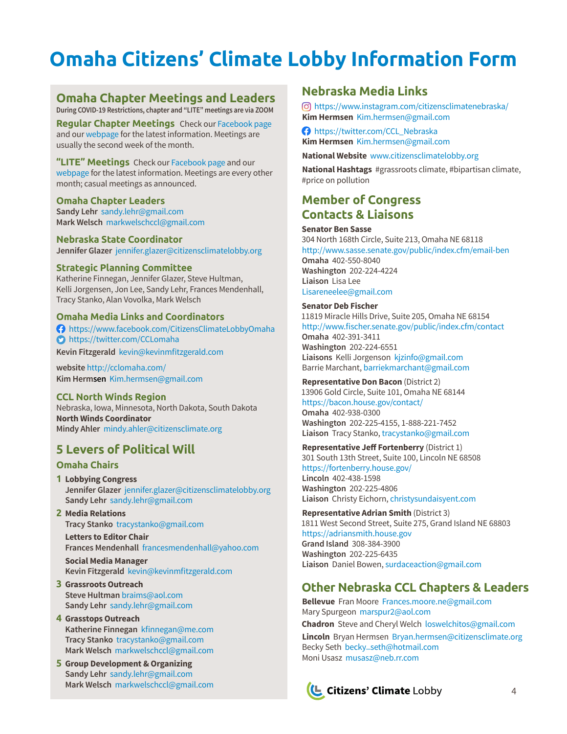# Omaha Citizens' Climate Lobby Information Form

## Omaha Chapter Meetings and Leaders

**During COVID-19 Restrictions, chapter and "LITE" meetings are via ZOOM**

**Regular Chapter Meetings** Check our Facebook page and our webpage for the latest information. Meetings are usually the second week of the month.

**"LITE" Meetings** Check our Facebook page and our webpage for the latest information. Meetings are every other month; casual meetings as announced.

### Omaha Chapter Leaders

**Sandy Lehr** sandy.lehr@gmail.com
**Mark Welsch** markwelschccl@gmail.com

### Nebraska State Coordinator

**Jennifer Glazer** jennifer.glazer@citizensclimatelobby.org

### Strategic Planning Committee

Katherine Finnegan, Jennifer Glazer, Steve Hultman, Kelli Jorgensen, Jon Lee, Sandy Lehr, Frances Mendenhall, Tracy Stanko, Alan Vovolka, Mark Welsch

### Omaha Media Links and Coordinators

https://www.facebook.com/CitizensClimateLobbyOmaha
https://twitter.com/CCLomaha

**Kevin Fitzgerald** kevin@kevinmfitzgerald.com

**website** http://cclomaha.com/
**Kim Hermsen** Kim.hermsen@gmail.com

### CCL North Winds Region

Nebraska, Iowa, Minnesota, North Dakota, South Dakota
**North Winds Coordinator**
**Mindy Ahler** mindy.ahler@citizensclimate.org

## 5 Levers of Political Will

### Omaha Chairs

1. **Lobbying Congress**
   **Jennifer Glazer** jennifer.glazer@citizensclimatelobby.org
   **Sandy Lehr** sandy.lehr@gmail.com
2. **Media Relations**
   **Tracy Stanko** tracystanko@gmail.com

   **Letters to Editor Chair**
   **Frances Mendenhall** francesmendenhall@yahoo.com

   **Social Media Manager**
   **Kevin Fitzgerald** kevin@kevinmfitzgerald.com
3. **Grassroots Outreach**
   **Steve Hultman** braims@aol.com
   **Sandy Lehr** sandy.lehr@gmail.com
4. **Grasstops Outreach**
   **Katherine Finnegan** kfinnegan@me.com
   **Tracy Stanko** tracystanko@gmail.com
   **Mark Welsch** markwelschccl@gmail.com
5. **Group Development & Organizing**
   **Sandy Lehr** sandy.lehr@gmail.com
   **Mark Welsch** markwelschccl@gmail.com

## Nebraska Media Links

https://www.instagram.com/citizensclimatenebraska/
**Kim Hermsen** Kim.hermsen@gmail.com

https://twitter.com/CCL_Nebraska
**Kim Hermsen** Kim.hermsen@gmail.com

**National Website** www.citizensclimatelobby.org

**National Hashtags** #grassroots climate, #bipartisan climate, #price on pollution

## Member of Congress Contacts & Liaisons

**Senator Ben Sasse**
304 North 168th Circle, Suite 213, Omaha NE 68118
http://www.sasse.senate.gov/public/index.cfm/email-ben
**Omaha** 402-550-8040
**Washington** 202-224-4224
**Liaison** Lisa Lee
Lisareneelee@gmail.com

**Senator Deb Fischer**
11819 Miracle Hills Drive, Suite 205, Omaha NE 68154
http://www.fischer.senate.gov/public/index.cfm/contact
**Omaha** 402-391-3411
**Washington** 202-224-6551
**Liaisons** Kelli Jorgenson kjzinfo@gmail.com
Barrie Marchant, barriekmarchant@gmail.com

**Representative Don Bacon** (District 2)
13906 Gold Circle, Suite 101, Omaha NE 68144
https://bacon.house.gov/contact/
**Omaha** 402-938-0300
**Washington** 202-225-4155, 1-888-221-7452
**Liaison** Tracy Stanko, tracystanko@gmail.com

**Representative Jeff Fortenberry** (District 1)
301 South 13th Street, Suite 100, Lincoln NE 68508
https://fortenberry.house.gov/
**Lincoln** 402-438-1598
**Washington** 202-225-4806
**Liaison** Christy Eichorn, christysundaisyent.com

**Representative Adrian Smith** (District 3)
1811 West Second Street, Suite 275, Grand Island NE 68803
https://adriansmith.house.gov
**Grand Island** 308-384-3900
**Washington** 202-225-6435
**Liaison** Daniel Bowen, surdaceaction@gmail.com

## Other Nebraska CCL Chapters & Leaders

**Bellevue** Fran Moore Frances.moore.ne@gmail.com
Mary Spurgeon marspur2@aol.com

**Chadron** Steve and Cheryl Welch loswelchitos@gmail.com

**Lincoln** Bryan Hermsen Bryan.hermsen@citizensclimate.org
Becky Seth becky_seth@hotmail.com
Moni Usasz musasz@neb.rr.com

Citizens' Climate Lobby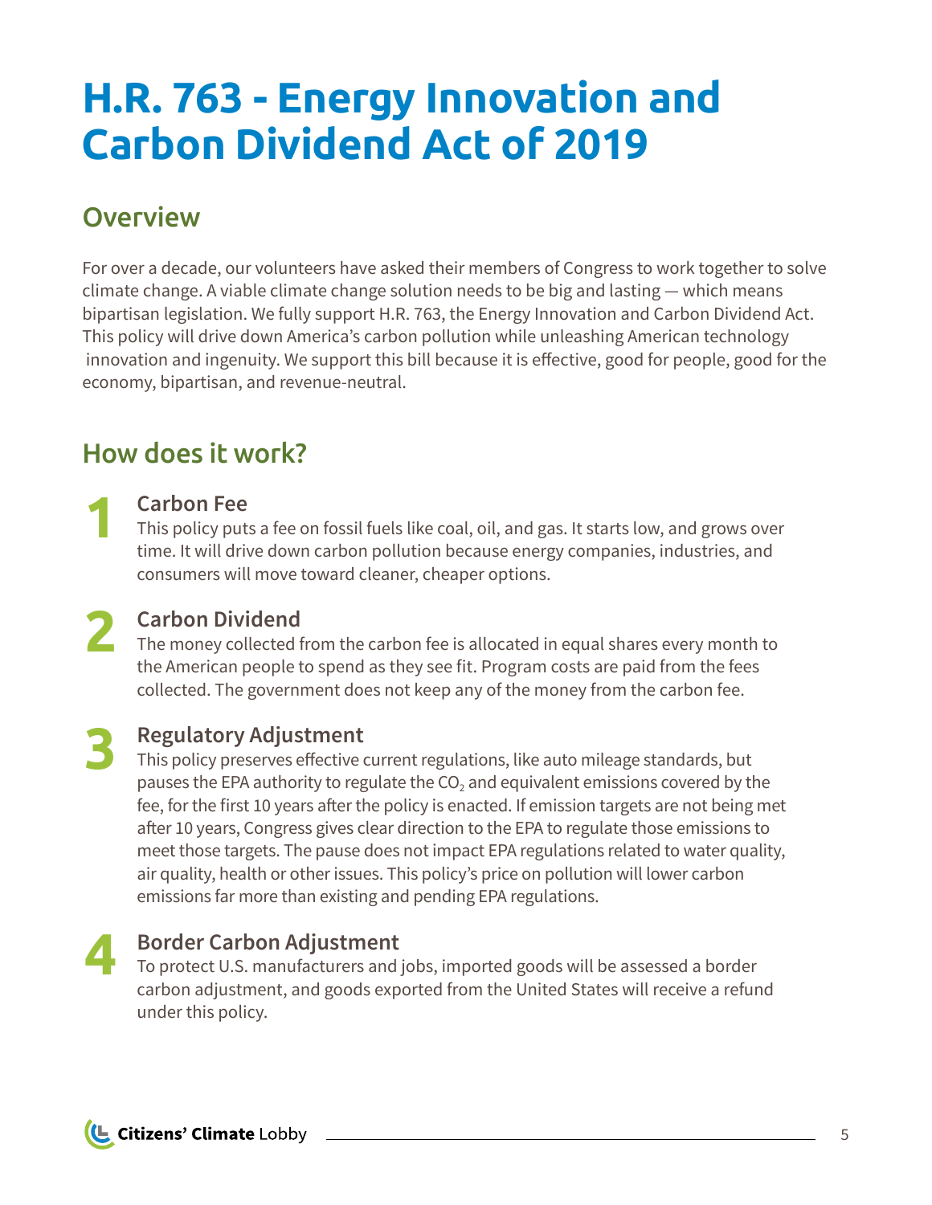# H.R. 763 - Energy Innovation and Carbon Dividend Act of 2019

## Overview

For over a decade, our volunteers have asked their members of Congress to work together to solve climate change. A viable climate change solution needs to be big and lasting — which means bipartisan legislation. We fully support H.R. 763, the Energy Innovation and Carbon Dividend Act. This policy will drive down America's carbon pollution while unleashing American technology innovation and ingenuity. We support this bill because it is effective, good for people, good for the economy, bipartisan, and revenue-neutral.

## How does it work?

**1**

### Carbon Fee

This policy puts a fee on fossil fuels like coal, oil, and gas. It starts low, and grows over time. It will drive down carbon pollution because energy companies, industries, and consumers will move toward cleaner, cheaper options.

**2**

### Carbon Dividend

The money collected from the carbon fee is allocated in equal shares every month to the American people to spend as they see fit. Program costs are paid from the fees collected. The government does not keep any of the money from the carbon fee.

**3**

### Regulatory Adjustment

This policy preserves effective current regulations, like auto mileage standards, but pauses the EPA authority to regulate the $CO_2$ and equivalent emissions covered by the fee, for the first 10 years after the policy is enacted. If emission targets are not being met after 10 years, Congress gives clear direction to the EPA to regulate those emissions to meet those targets. The pause does not impact EPA regulations related to water quality, air quality, health or other issues. This policy's price on pollution will lower carbon emissions far more than existing and pending EPA regulations.

**4**

### Border Carbon Adjustment

To protect U.S. manufacturers and jobs, imported goods will be assessed a border carbon adjustment, and goods exported from the United States will receive a refund under this policy.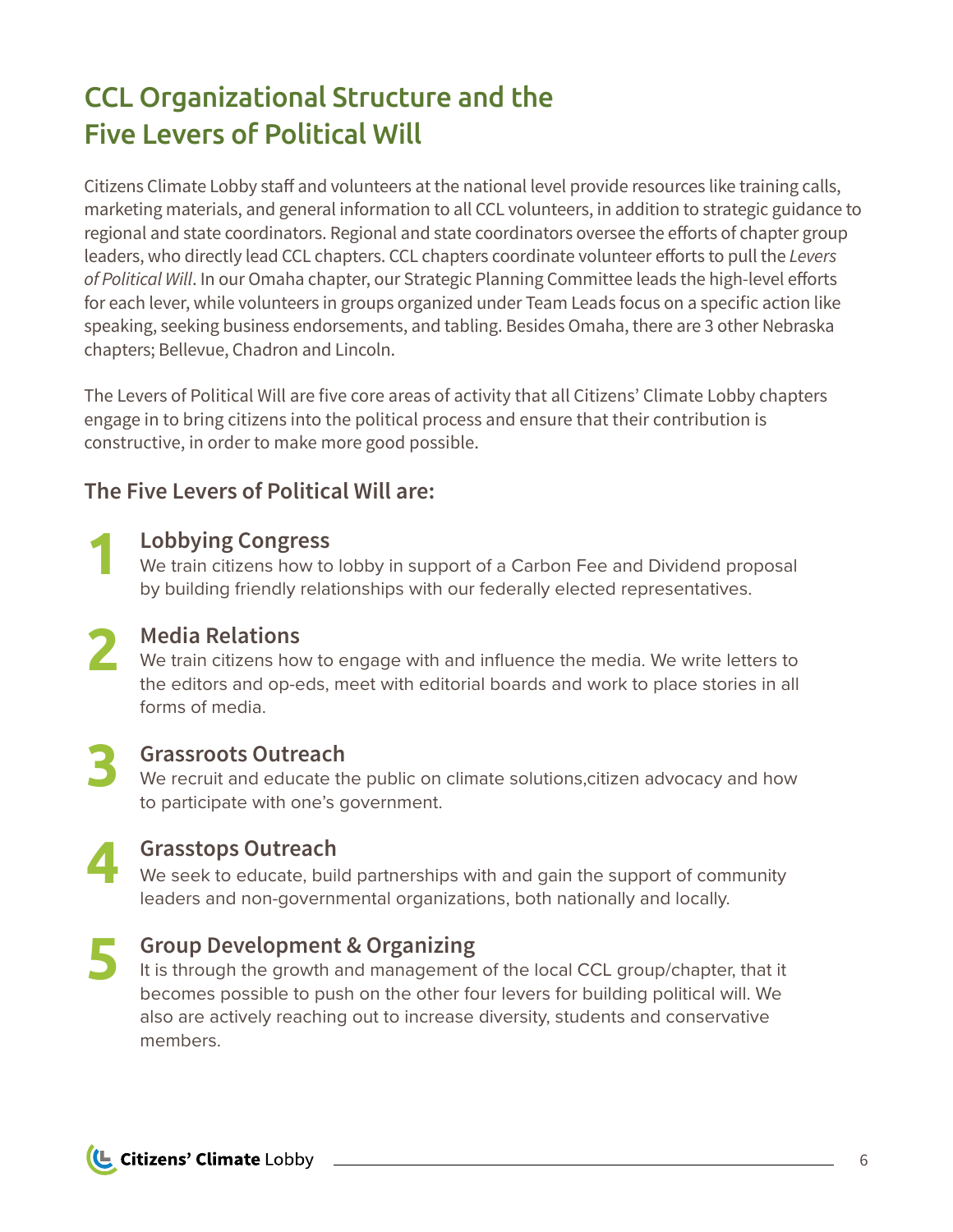# CCL Organizational Structure and the Five Levers of Political Will

Citizens Climate Lobby staff and volunteers at the national level provide resources like training calls, marketing materials, and general information to all CCL volunteers, in addition to strategic guidance to regional and state coordinators. Regional and state coordinators oversee the efforts of chapter group leaders, who directly lead CCL chapters. CCL chapters coordinate volunteer efforts to pull the *Levers of Political Will*. In our Omaha chapter, our Strategic Planning Committee leads the high-level efforts for each lever, while volunteers in groups organized under Team Leads focus on a specific action like speaking, seeking business endorsements, and tabling. Besides Omaha, there are 3 other Nebraska chapters; Bellevue, Chadron and Lincoln.

The Levers of Political Will are five core areas of activity that all Citizens' Climate Lobby chapters engage in to bring citizens into the political process and ensure that their contribution is constructive, in order to make more good possible.

## The Five Levers of Political Will are:

### 1 Lobbying Congress

We train citizens how to lobby in support of a Carbon Fee and Dividend proposal by building friendly relationships with our federally elected representatives.

### 2 Media Relations

We train citizens how to engage with and influence the media. We write letters to the editors and op-eds, meet with editorial boards and work to place stories in all forms of media.

### 3 Grassroots Outreach

We recruit and educate the public on climate solutions,citizen advocacy and how to participate with one's government.

### 4 Grasstops Outreach

We seek to educate, build partnerships with and gain the support of community leaders and non-governmental organizations, both nationally and locally.

### 5 Group Development & Organizing

It is through the growth and management of the local CCL group/chapter, that it becomes possible to push on the other four levers for building political will. We also are actively reaching out to increase diversity, students and conservative members.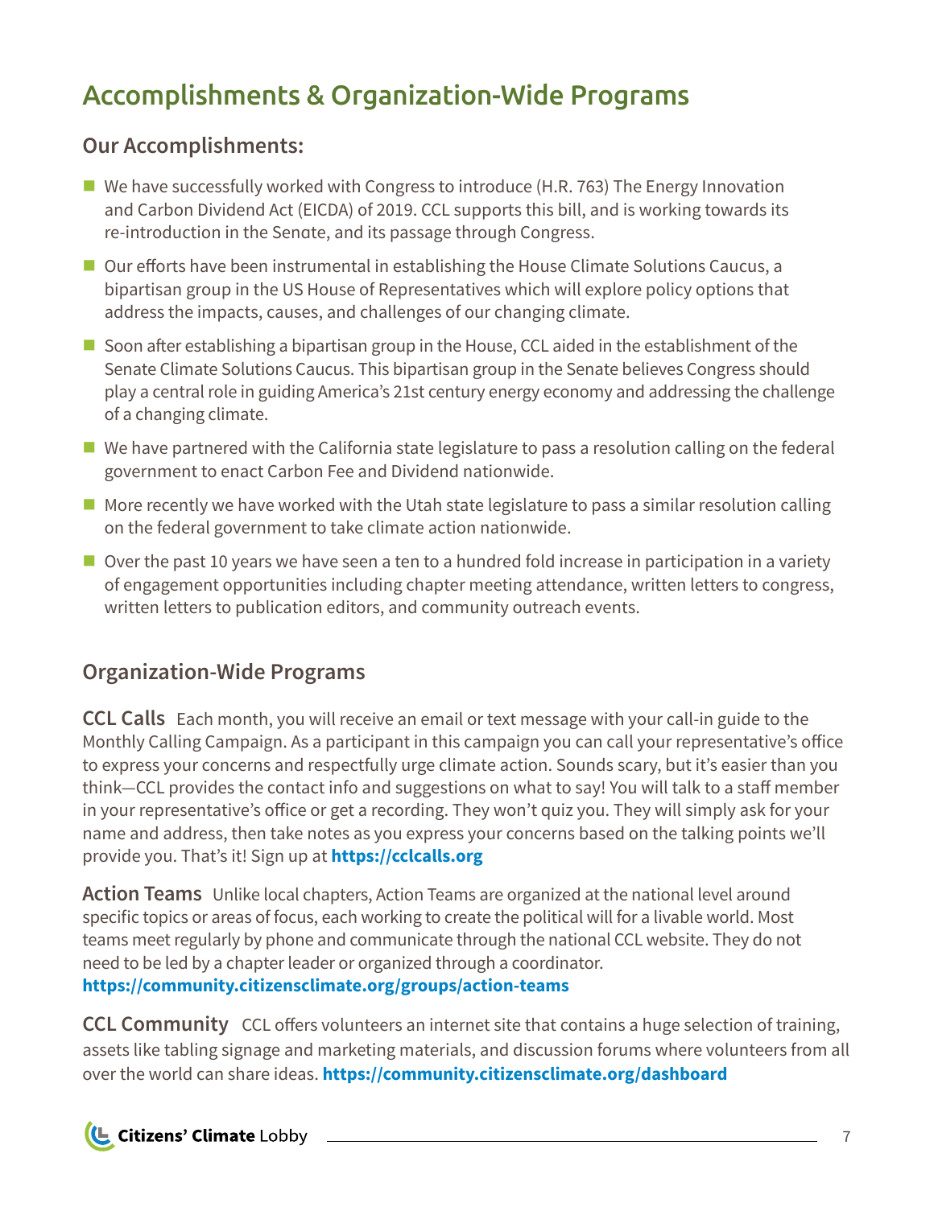# Accomplishments & Organization-Wide Programs

## Our Accomplishments:

- We have successfully worked with Congress to introduce (H.R. 763) The Energy Innovation and Carbon Dividend Act (EICDA) of 2019. CCL supports this bill, and is working towards its re-introduction in the Senate, and its passage through Congress.
- Our efforts have been instrumental in establishing the House Climate Solutions Caucus, a bipartisan group in the US House of Representatives which will explore policy options that address the impacts, causes, and challenges of our changing climate.
- Soon after establishing a bipartisan group in the House, CCL aided in the establishment of the Senate Climate Solutions Caucus. This bipartisan group in the Senate believes Congress should play a central role in guiding America's 21st century energy economy and addressing the challenge of a changing climate.
- We have partnered with the California state legislature to pass a resolution calling on the federal government to enact Carbon Fee and Dividend nationwide.
- More recently we have worked with the Utah state legislature to pass a similar resolution calling on the federal government to take climate action nationwide.
- Over the past 10 years we have seen a ten to a hundred fold increase in participation in a variety of engagement opportunities including chapter meeting attendance, written letters to congress, written letters to publication editors, and community outreach events.

## Organization-Wide Programs

**CCL Calls** Each month, you will receive an email or text message with your call-in guide to the Monthly Calling Campaign. As a participant in this campaign you can call your representative's office to express your concerns and respectfully urge climate action. Sounds scary, but it's easier than you think—CCL provides the contact info and suggestions on what to say! You will talk to a staff member in your representative's office or get a recording. They won't quiz you. They will simply ask for your name and address, then take notes as you express your concerns based on the talking points we'll provide you. That's it! Sign up at **https://cclcalls.org**

**Action Teams** Unlike local chapters, Action Teams are organized at the national level around specific topics or areas of focus, each working to create the political will for a livable world. Most teams meet regularly by phone and communicate through the national CCL website. They do not need to be led by a chapter leader or organized through a coordinator. **https://community.citizensclimate.org/groups/action-teams**

**CCL Community** CCL offers volunteers an internet site that contains a huge selection of training, assets like tabling signage and marketing materials, and discussion forums where volunteers from all over the world can share ideas. **https://community.citizensclimate.org/dashboard**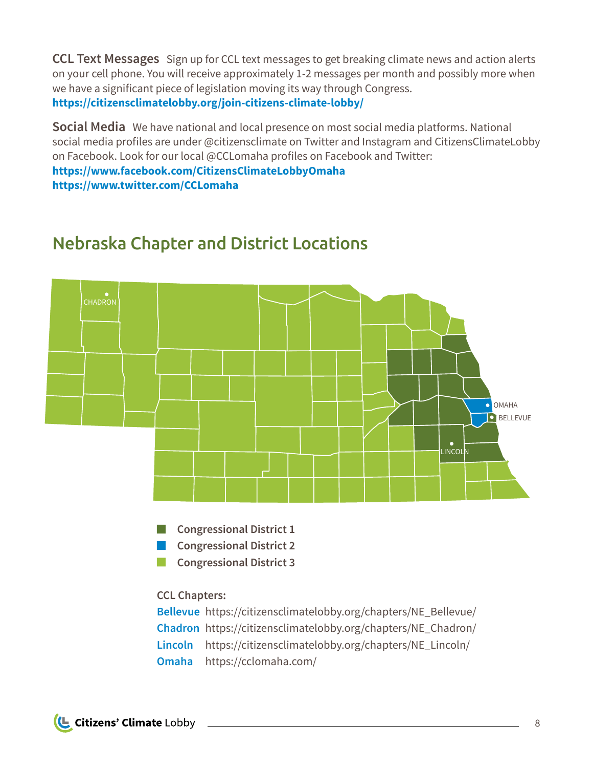**CCL Text Messages** Sign up for CCL text messages to get breaking climate news and action alerts on your cell phone. You will receive approximately 1-2 messages per month and possibly more when we have a significant piece of legislation moving its way through Congress.
**https://citizensclimatelobby.org/join-citizens-climate-lobby/**

**Social Media** We have national and local presence on most social media platforms. National social media profiles are under @citizensclimate on Twitter and Instagram and CitizensClimateLobby on Facebook. Look for our local @CCLomaha profiles on Facebook and Twitter:
**https://www.facebook.com/CitizensClimateLobbyOmaha**
**https://www.twitter.com/CCLomaha**

## Nebraska Chapter and District Locations

- Congressional District 1
- Congressional District 2
- Congressional District 3

**CCL Chapters:**

**Bellevue** https://citizensclimatelobby.org/chapters/NE_Bellevue/
**Chadron** https://citizensclimatelobby.org/chapters/NE_Chadron/
**Lincoln** https://citizensclimatelobby.org/chapters/NE_Lincoln/
**Omaha** https://cclomaha.com/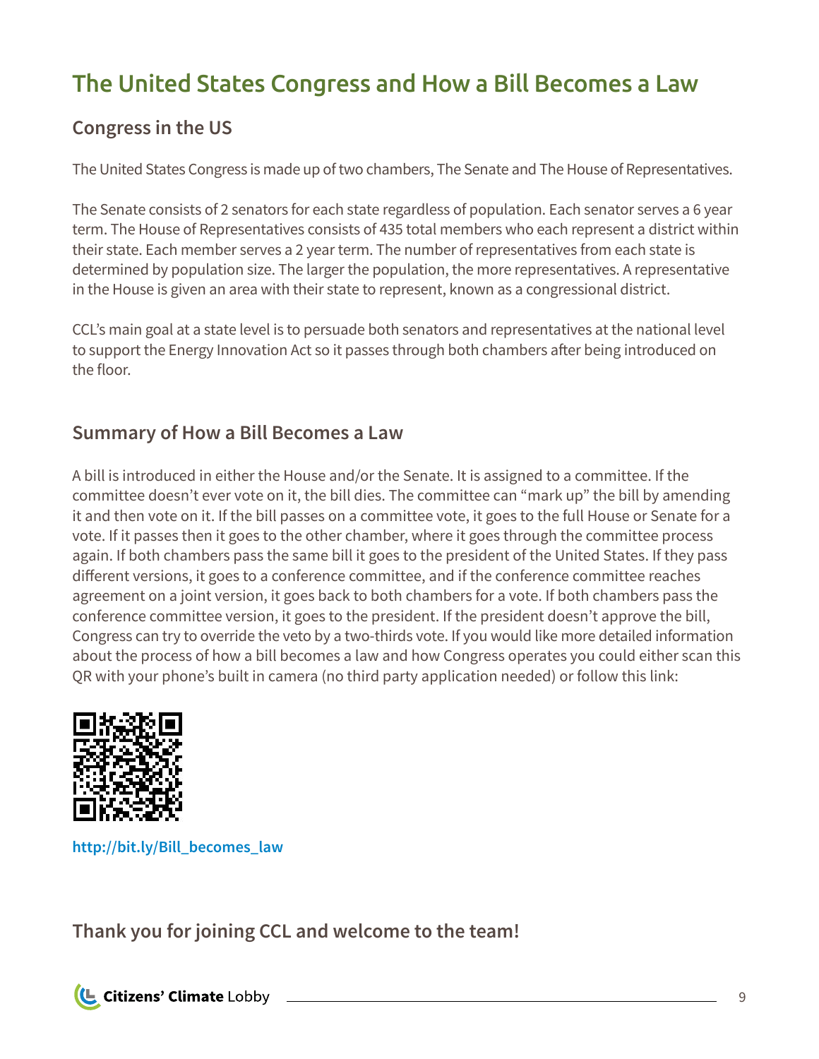# The United States Congress and How a Bill Becomes a Law

## Congress in the US

The United States Congress is made up of two chambers, The Senate and The House of Representatives.

The Senate consists of 2 senators for each state regardless of population. Each senator serves a 6 year term. The House of Representatives consists of 435 total members who each represent a district within their state. Each member serves a 2 year term. The number of representatives from each state is determined by population size. The larger the population, the more representatives. A representative in the House is given an area with their state to represent, known as a congressional district.

CCL's main goal at a state level is to persuade both senators and representatives at the national level to support the Energy Innovation Act so it passes through both chambers after being introduced on the floor.

## Summary of How a Bill Becomes a Law

A bill is introduced in either the House and/or the Senate. It is assigned to a committee. If the committee doesn't ever vote on it, the bill dies. The committee can "mark up" the bill by amending it and then vote on it. If the bill passes on a committee vote, it goes to the full House or Senate for a vote. If it passes then it goes to the other chamber, where it goes through the committee process again. If both chambers pass the same bill it goes to the president of the United States. If they pass different versions, it goes to a conference committee, and if the conference committee reaches agreement on a joint version, it goes back to both chambers for a vote. If both chambers pass the conference committee version, it goes to the president. If the president doesn't approve the bill, Congress can try to override the veto by a two-thirds vote. If you would like more detailed information about the process of how a bill becomes a law and how Congress operates you could either scan this QR with your phone's built in camera (no third party application needed) or follow this link:

http://bit.ly/Bill_becomes_law

**Thank you for joining CCL and welcome to the team!**